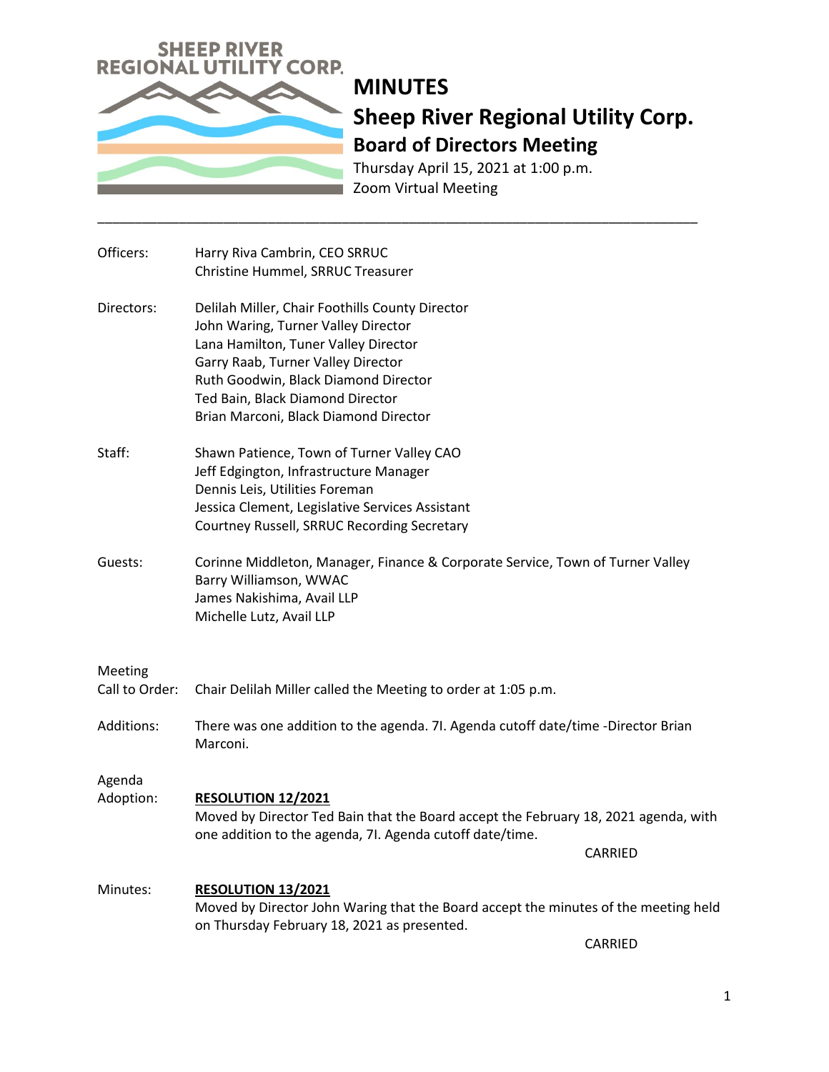SHEEP RIVER
REGIONAL UTILITY CORP.

# MINUTES

## Sheep River Regional Utility Corp.

### Board of Directors Meeting

Thursday April 15, 2021 at 1:00 p.m.
Zoom Virtual Meeting

---

Officers: Harry Riva Cambrin, CEO SRRUC
Christine Hummel, SRRUC Treasurer

Directors: Delilah Miller, Chair Foothills County Director
John Waring, Turner Valley Director
Lana Hamilton, Tuner Valley Director
Garry Raab, Turner Valley Director
Ruth Goodwin, Black Diamond Director
Ted Bain, Black Diamond Director
Brian Marconi, Black Diamond Director

Staff: Shawn Patience, Town of Turner Valley CAO
Jeff Edgington, Infrastructure Manager
Dennis Leis, Utilities Foreman
Jessica Clement, Legislative Services Assistant
Courtney Russell, SRRUC Recording Secretary

Guests: Corinne Middleton, Manager, Finance & Corporate Service, Town of Turner Valley
Barry Williamson, WWAC
James Nakishima, Avail LLP
Michelle Lutz, Avail LLP

Meeting Call to Order: Chair Delilah Miller called the Meeting to order at 1:05 p.m.

Additions: There was one addition to the agenda. 7I. Agenda cutoff date/time -Director Brian Marconi.

Agenda Adoption: **RESOLUTION 12/2021**
Moved by Director Ted Bain that the Board accept the February 18, 2021 agenda, with one addition to the agenda, 7I. Agenda cutoff date/time.

CARRIED

Minutes: **RESOLUTION 13/2021**
Moved by Director John Waring that the Board accept the minutes of the meeting held on Thursday February 18, 2021 as presented.

CARRIED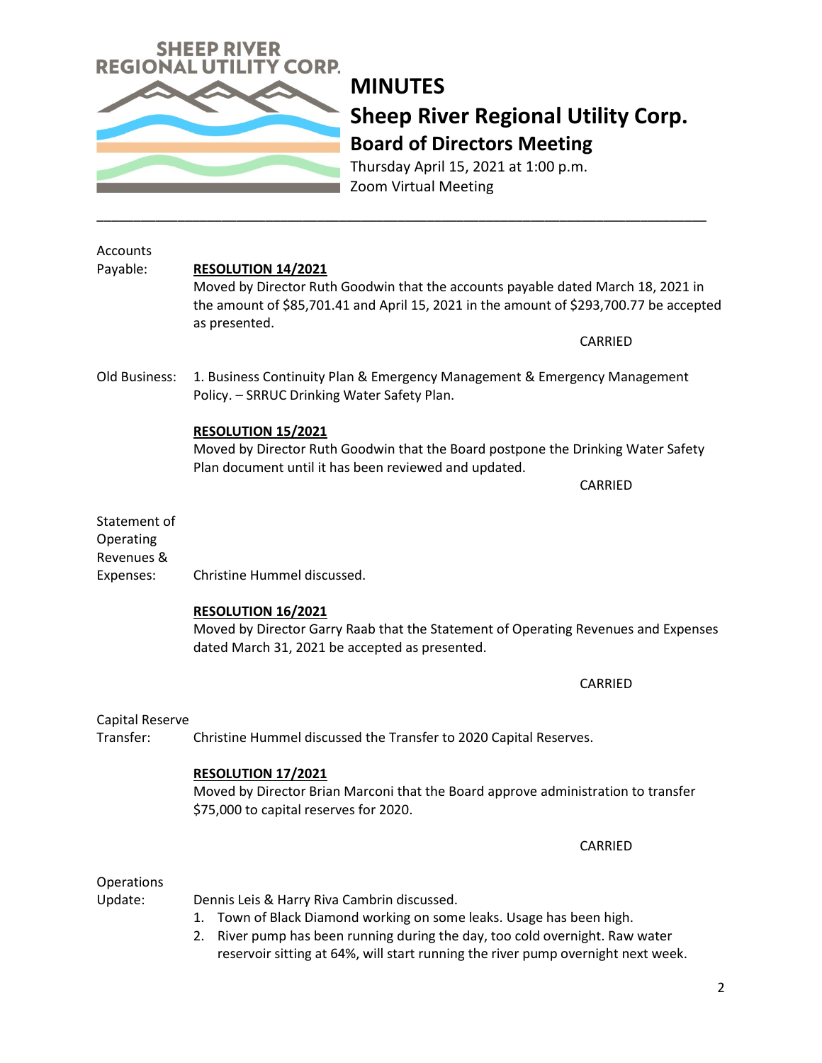# MINUTES

## Sheep River Regional Utility Corp.

### Board of Directors Meeting

Thursday April 15, 2021 at 1:00 p.m.
Zoom Virtual Meeting

---

**Accounts Payable:**

**RESOLUTION 14/2021**
Moved by Director Ruth Goodwin that the accounts payable dated March 18, 2021 in the amount of $85,701.41 and April 15, 2021 in the amount of $293,700.77 be accepted as presented.

CARRIED

**Old Business:**

1. Business Continuity Plan & Emergency Management & Emergency Management Policy. – SRRUC Drinking Water Safety Plan.

**RESOLUTION 15/2021**
Moved by Director Ruth Goodwin that the Board postpone the Drinking Water Safety Plan document until it has been reviewed and updated.

CARRIED

**Statement of Operating Revenues & Expenses:**

Christine Hummel discussed.

**RESOLUTION 16/2021**
Moved by Director Garry Raab that the Statement of Operating Revenues and Expenses dated March 31, 2021 be accepted as presented.

CARRIED

**Capital Reserve Transfer:**

Christine Hummel discussed the Transfer to 2020 Capital Reserves.

**RESOLUTION 17/2021**
Moved by Director Brian Marconi that the Board approve administration to transfer $75,000 to capital reserves for 2020.

CARRIED

**Operations Update:**

Dennis Leis & Harry Riva Cambrin discussed.

1. Town of Black Diamond working on some leaks. Usage has been high.
2. River pump has been running during the day, too cold overnight. Raw water reservoir sitting at 64%, will start running the river pump overnight next week.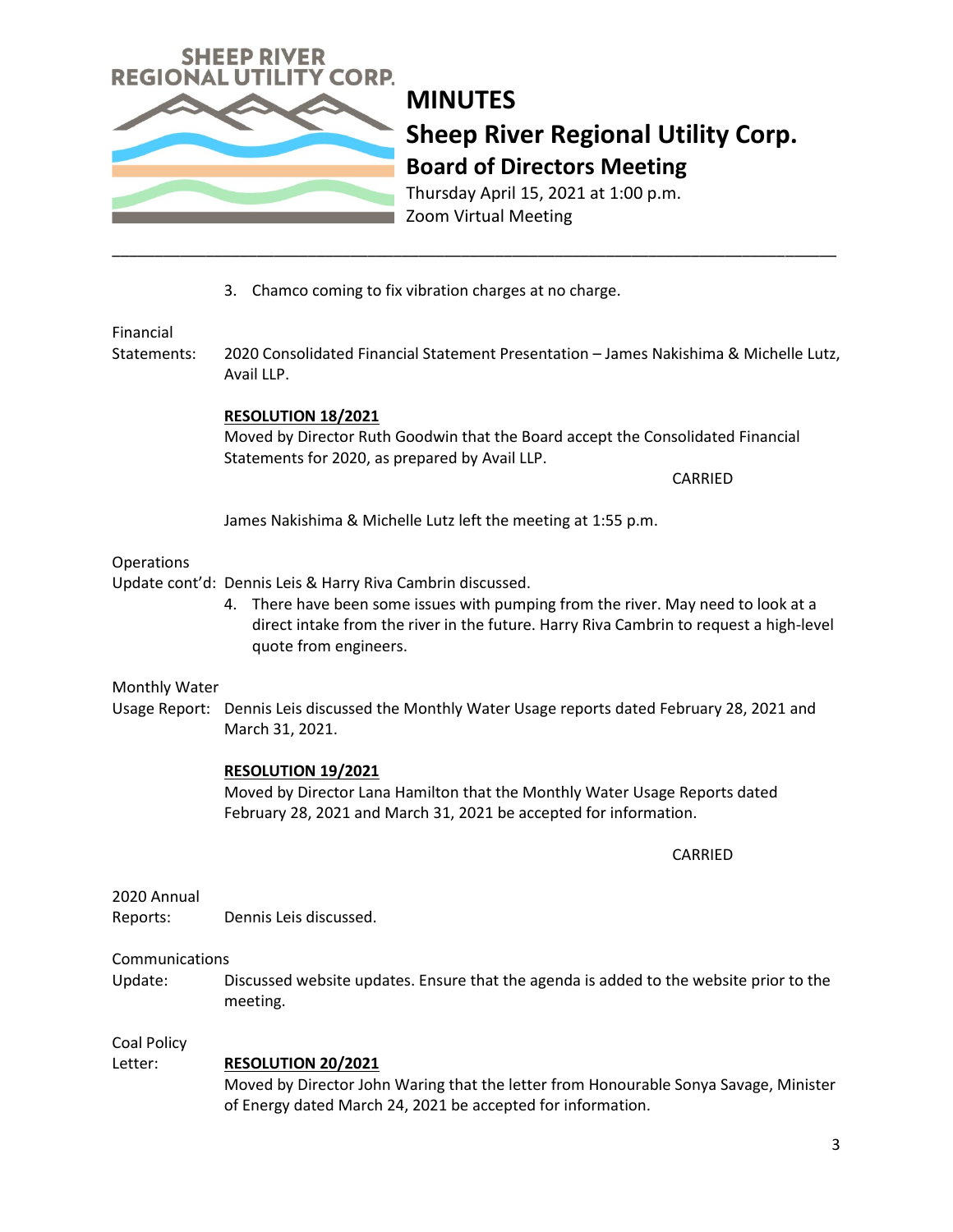3. Chamco coming to fix vibration charges at no charge.

Financial Statements: 2020 Consolidated Financial Statement Presentation – James Nakishima & Michelle Lutz, Avail LLP.

**RESOLUTION 18/2021**
Moved by Director Ruth Goodwin that the Board accept the Consolidated Financial Statements for 2020, as prepared by Avail LLP.

CARRIED

James Nakishima & Michelle Lutz left the meeting at 1:55 p.m.

Operations Update cont'd: Dennis Leis & Harry Riva Cambrin discussed.

4. There have been some issues with pumping from the river. May need to look at a direct intake from the river in the future. Harry Riva Cambrin to request a high-level quote from engineers.

Monthly Water Usage Report: Dennis Leis discussed the Monthly Water Usage reports dated February 28, 2021 and March 31, 2021.

**RESOLUTION 19/2021**
Moved by Director Lana Hamilton that the Monthly Water Usage Reports dated February 28, 2021 and March 31, 2021 be accepted for information.

CARRIED

2020 Annual Reports: Dennis Leis discussed.

Communications Update: Discussed website updates. Ensure that the agenda is added to the website prior to the meeting.

Coal Policy Letter: **RESOLUTION 20/2021**
Moved by Director John Waring that the letter from Honourable Sonya Savage, Minister of Energy dated March 24, 2021 be accepted for information.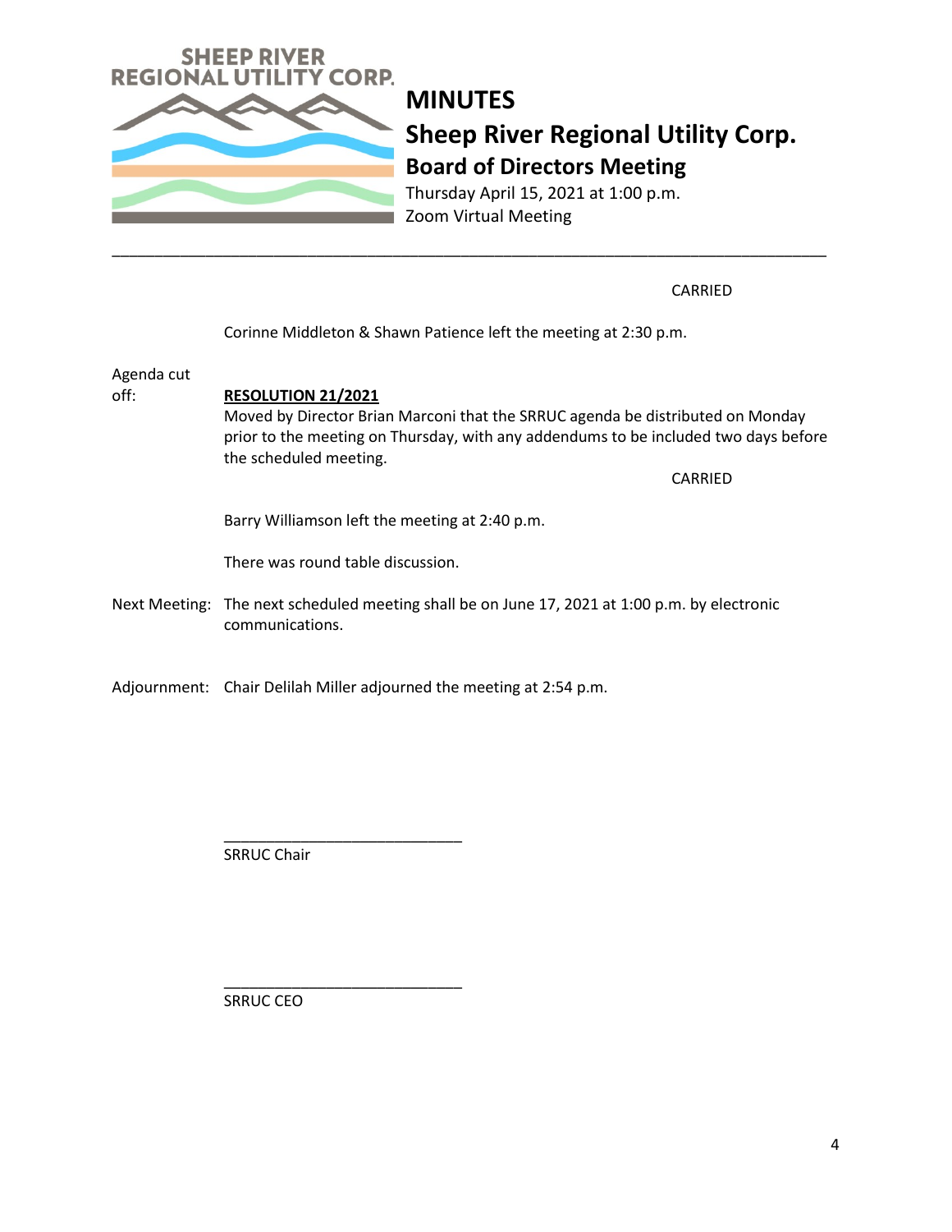# MINUTES

## Sheep River Regional Utility Corp.

### Board of Directors Meeting

Thursday April 15, 2021 at 1:00 p.m.
Zoom Virtual Meeting

---

CARRIED

Corinne Middleton & Shawn Patience left the meeting at 2:30 p.m.

Agenda cut off:

**RESOLUTION 21/2021**
Moved by Director Brian Marconi that the SRRUC agenda be distributed on Monday prior to the meeting on Thursday, with any addendums to be included two days before the scheduled meeting.

CARRIED

Barry Williamson left the meeting at 2:40 p.m.

There was round table discussion.

Next Meeting: The next scheduled meeting shall be on June 17, 2021 at 1:00 p.m. by electronic communications.

Adjournment: Chair Delilah Miller adjourned the meeting at 2:54 p.m.

\_\_\_\_\_\_\_\_\_\_\_\_\_\_\_\_\_\_\_\_\_\_\_\_\_\_\_\_
SRRUC Chair

\_\_\_\_\_\_\_\_\_\_\_\_\_\_\_\_\_\_\_\_\_\_\_\_\_\_\_\_
SRRUC CEO